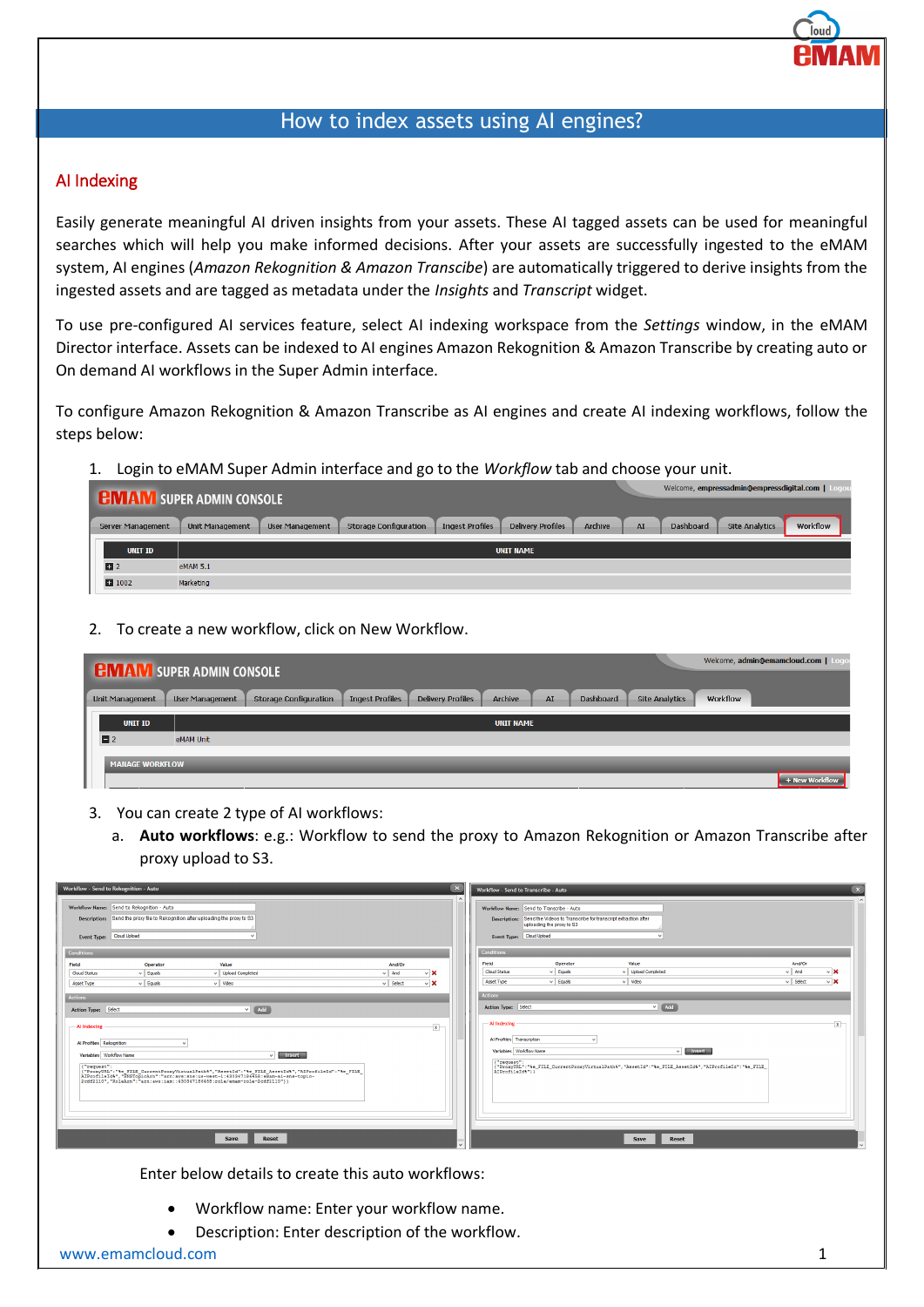# How to index assets using AI engines?

## AI Indexing

Easily generate meaningful AI driven insights from your assets. These AI tagged assets can be used for meaningful searches which will help you make informed decisions. After your assets are successfully ingested to the eMAM system, AI engines (*Amazon Rekognition & Amazon Transcibe*) are automatically triggered to derive insights from the ingested assets and are tagged as metadata under the *Insights* and *Transcript* widget.

To use pre-configured AI services feature, select AI indexing workspace from the *Settings* window, in the eMAM Director interface. Assets can be indexed to AI engines Amazon Rekognition & Amazon Transcribe by creating auto or On demand AI workflows in the Super Admin interface.

To configure Amazon Rekognition & Amazon Transcribe as AI engines and create AI indexing workflows, follow the steps below:

1. Login to eMAM Super Admin interface and go to the *Workflow* tab and choose your unit.

2. To create a new workflow, click on New Workflow.

3. You can create 2 type of AI workflows:
   a. **Auto workflows**: e.g.: Workflow to send the proxy to Amazon Rekognition or Amazon Transcribe after proxy upload to S3.

   Enter below details to create this auto workflows:

   - Workflow name: Enter your workflow name.
   - Description: Enter description of the workflow.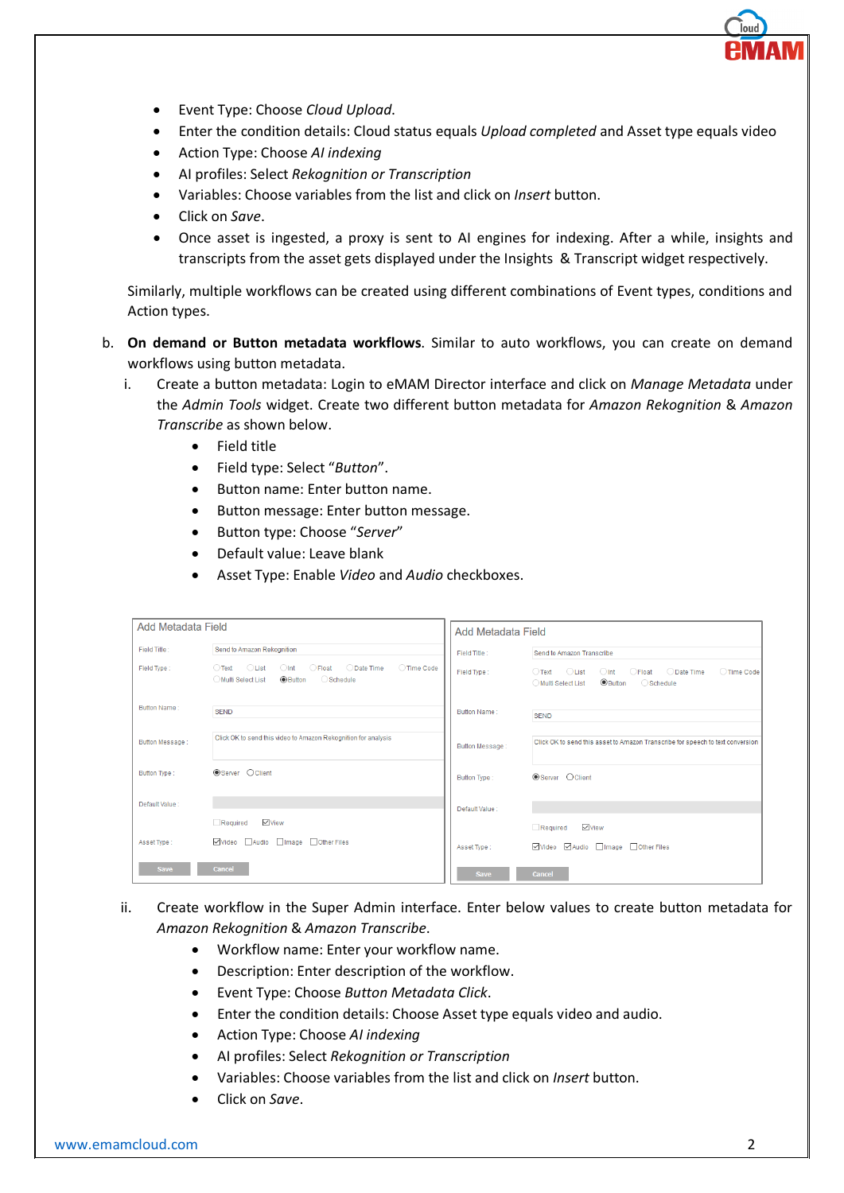- Event Type: Choose *Cloud Upload*.
- Enter the condition details: Cloud status equals *Upload completed* and Asset type equals video
- Action Type: Choose *AI indexing*
- AI profiles: Select *Rekognition or Transcription*
- Variables: Choose variables from the list and click on *Insert* button.
- Click on *Save*.
- Once asset is ingested, a proxy is sent to AI engines for indexing. After a while, insights and transcripts from the asset gets displayed under the Insights & Transcript widget respectively.

Similarly, multiple workflows can be created using different combinations of Event types, conditions and Action types.

b. **On demand or Button metadata workflows**. Similar to auto workflows, you can create on demand workflows using button metadata.

   i. Create a button metadata: Login to eMAM Director interface and click on *Manage Metadata* under the *Admin Tools* widget. Create two different button metadata for *Amazon Rekognition* & *Amazon Transcribe* as shown below.
      - Field title
      - Field type: Select "*Button*".
      - Button name: Enter button name.
      - Button message: Enter button message.
      - Button type: Choose "*Server*"
      - Default value: Leave blank
      - Asset Type: Enable *Video* and *Audio* checkboxes.

   ii. Create workflow in the Super Admin interface. Enter below values to create button metadata for *Amazon Rekognition* & *Amazon Transcribe*.
      - Workflow name: Enter your workflow name.
      - Description: Enter description of the workflow.
      - Event Type: Choose *Button Metadata Click*.
      - Enter the condition details: Choose Asset type equals video and audio.
      - Action Type: Choose *AI indexing*
      - AI profiles: Select *Rekognition or Transcription*
      - Variables: Choose variables from the list and click on *Insert* button.
      - Click on *Save*.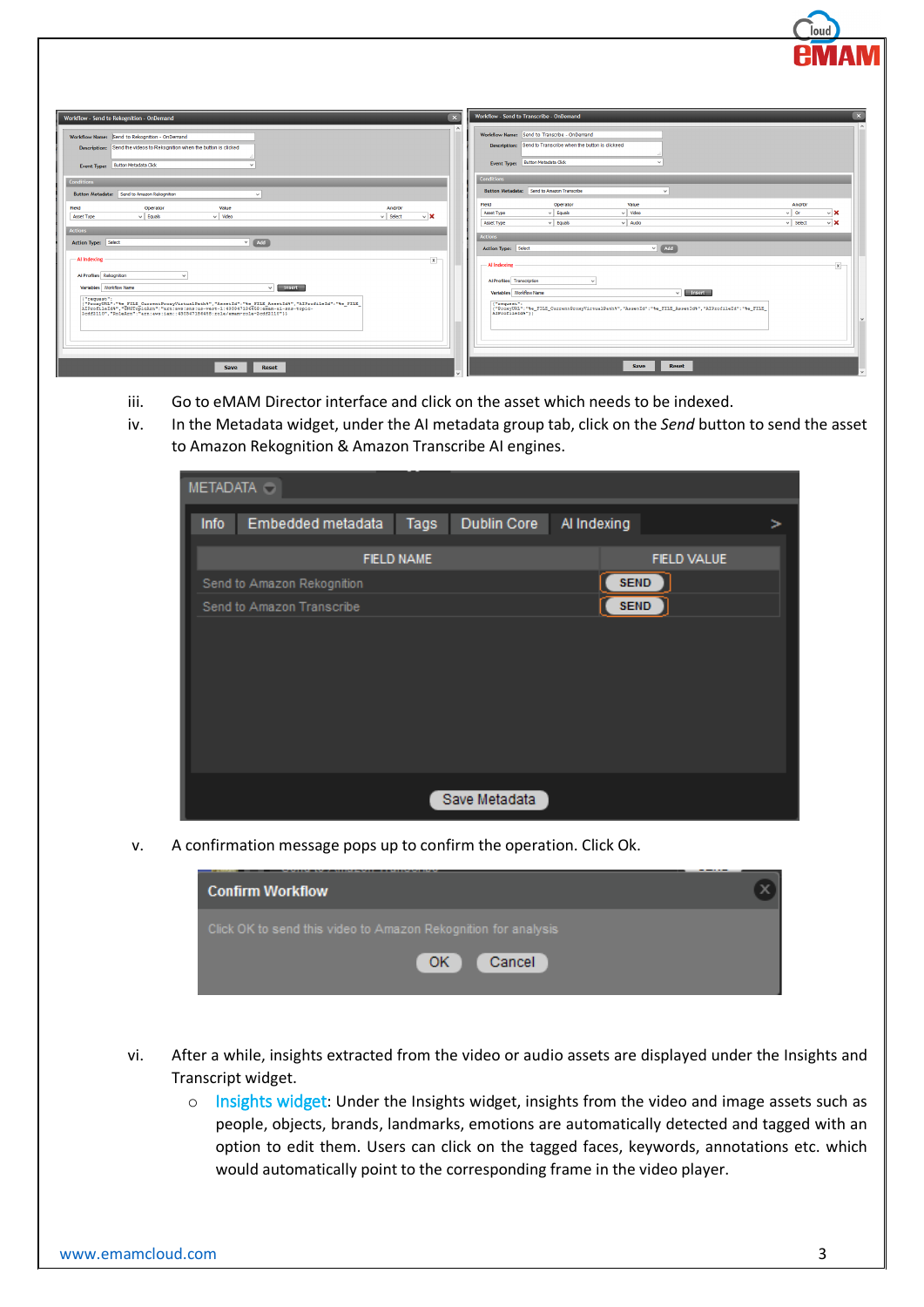iii. Go to eMAM Director interface and click on the asset which needs to be indexed.

iv. In the Metadata widget, under the AI metadata group tab, click on the *Send* button to send the asset to Amazon Rekognition & Amazon Transcribe AI engines.

v. A confirmation message pops up to confirm the operation. Click Ok.

vi. After a while, insights extracted from the video or audio assets are displayed under the Insights and Transcript widget.

  - Insights widget: Under the Insights widget, insights from the video and image assets such as people, objects, brands, landmarks, emotions are automatically detected and tagged with an option to edit them. Users can click on the tagged faces, keywords, annotations etc. which would automatically point to the corresponding frame in the video player.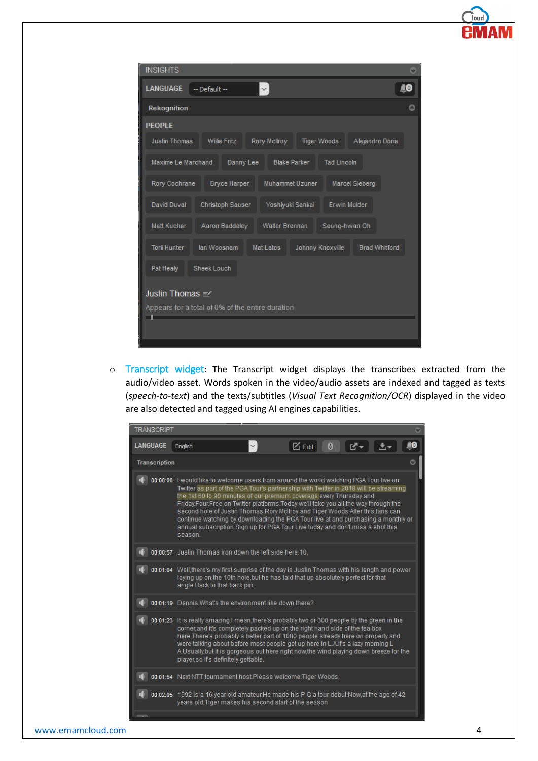INSIGHTS

LANGUAGE -- Default --

Rekognition

PEOPLE

Justin Thomas | Willie Fritz | Rory McIlroy | Tiger Woods | Alejandro Doria | Maxime Le Marchand | Danny Lee | Blake Parker | Tad Lincoln | Rory Cochrane | Bryce Harper | Muhammet Uzuner | Marcel Sieberg | David Duval | Christoph Sauser | Yoshiyuki Sankai | Erwin Mulder | Matt Kuchar | Aaron Baddeley | Walter Brennan | Seung-hwan Oh | Torii Hunter | Ian Woosnam | Mat Latos | Johnny Knoxville | Brad Whitford | Pat Healy | Sheek Louch

Justin Thomas

Appears for a total of 0% of the entire duration

- Transcript widget: The Transcript widget displays the transcribes extracted from the audio/video asset. Words spoken in the video/audio assets are indexed and tagged as texts (*speech-to-text*) and the texts/subtitles (*Visual Text Recognition/OCR*) displayed in the video are also detected and tagged using AI engines capabilities.

TRANSCRIPT

LANGUAGE English | Edit

Transcription

00:00:00 I would like to welcome users from around the world watching PGA Tour live on Twitter as part of the PGA Tour's partnership with Twitter in 2018 will be streaming the 1st 60 to 90 minutes of our premium coverage every Thursday and Friday.Four.Free on Twitter platforms.Today we'll take you all the way through the second hole of Justin Thomas,Rory McIlroy and Tiger Woods.After this,fans can continue watching by downloading the PGA Tour live at and purchasing a monthly or annual subscription.Sign up for PGA Tour Live today and don't miss a shot this season.

00:00:57 Justin Thomas iron down the left side here.10.

00:01:04 Well,there's my first surprise of the day is Justin Thomas with his length and power laying up on the 10th hole,but he has laid that up absolutely perfect for that angle.Back to that back pin.

00:01:19 Dennis.What's the environment like down there?

00:01:23 It is really amazing.I mean,there's probably two or 300 people by the green in the corner,and it's completely packed up on the right hand side of the tea box here.There's probably a better part of 1000 people already here on property and were talking about before most people get up here in L.A.It's a lazy morning L A.Usually,but it is gorgeous out here right now,the wind playing down breeze for the player,so it's definitely gettable.

00:01:54 Next NTT tournament host.Please welcome.Tiger Woods,

00:02:05 1992 is a 16 year old amateur.He made his P G a tour debut.Now,at the age of 42 years old,Tiger makes his second start of the season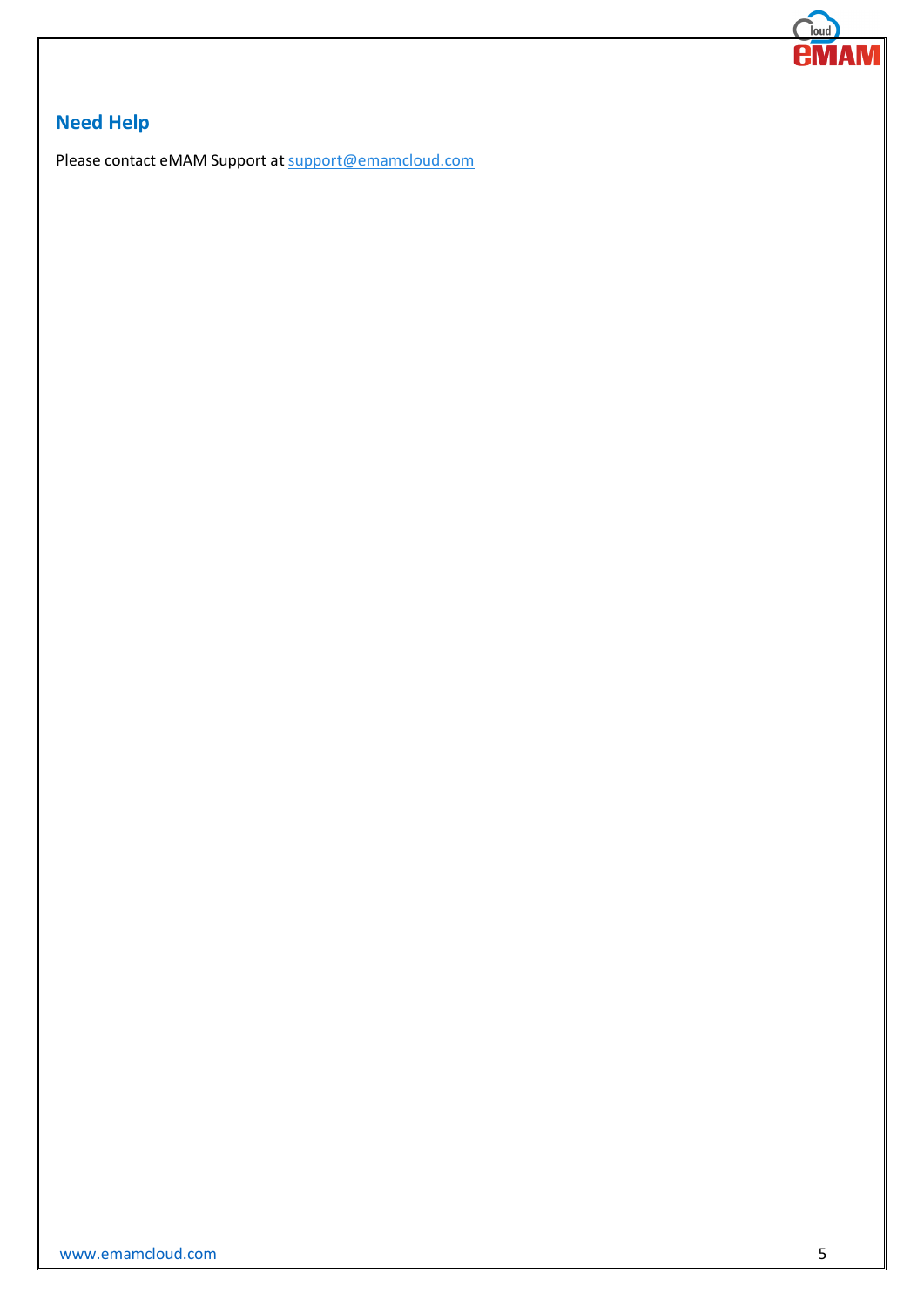## Need Help

Please contact eMAM Support at [support@emamcloud.com](mailto:support@emamcloud.com)